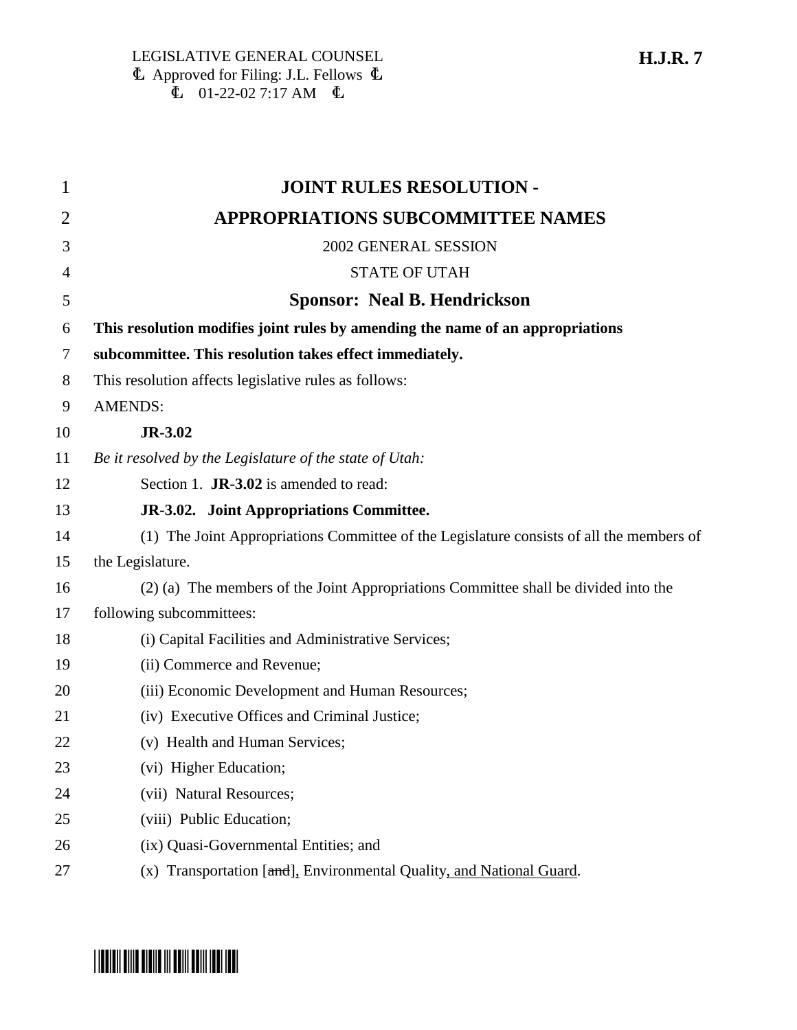LEGISLATIVE GENERAL COUNSEL
Approved for Filing: J.L. Fellows
01-22-02 7:17 AM

**H.J.R. 7**

# JOINT RULES RESOLUTION - APPROPRIATIONS SUBCOMMITTEE NAMES

2002 GENERAL SESSION

STATE OF UTAH

## Sponsor: Neal B. Hendrickson

**This resolution modifies joint rules by amending the name of an appropriations subcommittee. This resolution takes effect immediately.**

This resolution affects legislative rules as follows:

AMENDS:

**JR-3.02**

*Be it resolved by the Legislature of the state of Utah:*

Section 1. **JR-3.02** is amended to read:

**JR-3.02. Joint Appropriations Committee.**

(1) The Joint Appropriations Committee of the Legislature consists of all the members of the Legislature.

(2) (a) The members of the Joint Appropriations Committee shall be divided into the following subcommittees:

(i) Capital Facilities and Administrative Services;

(ii) Commerce and Revenue;

(iii) Economic Development and Human Resources;

(iv) Executive Offices and Criminal Justice;

(v) Health and Human Services;

(vi) Higher Education;

(vii) Natural Resources;

(viii) Public Education;

(ix) Quasi-Governmental Entities; and

(x) Transportation [~~and~~]<u>,</u> Environmental Quality<u>, and National Guard</u>.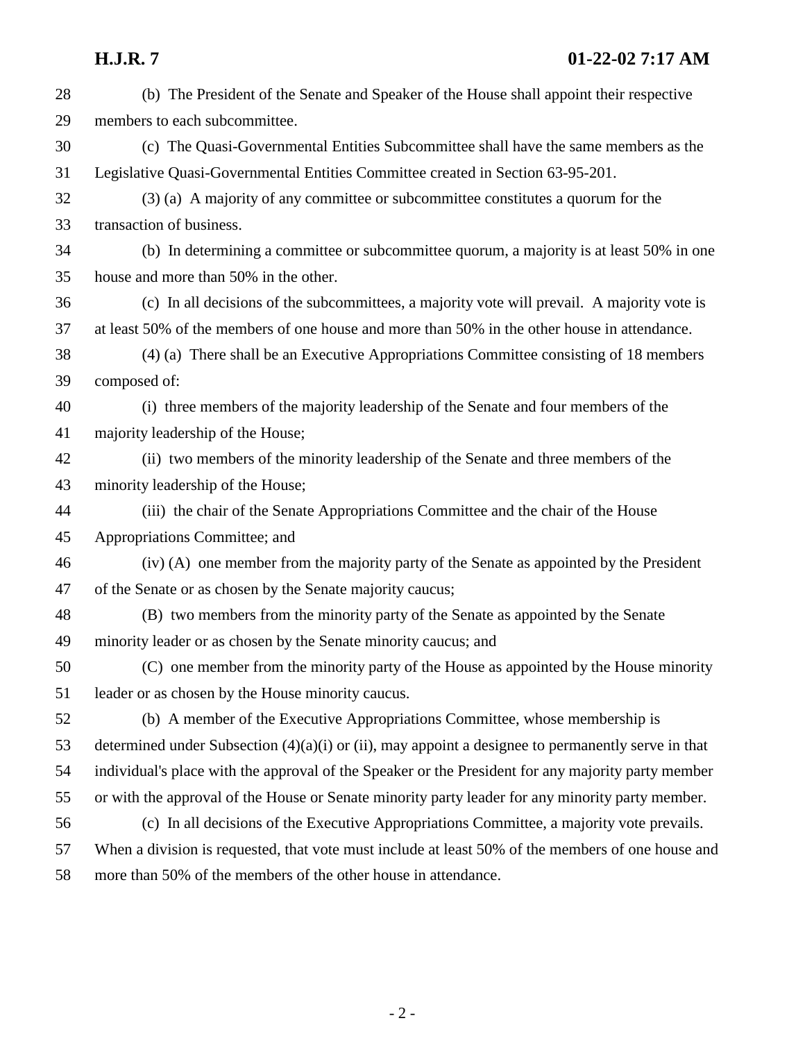(b) The President of the Senate and Speaker of the House shall appoint their respective members to each subcommittee.

(c) The Quasi-Governmental Entities Subcommittee shall have the same members as the Legislative Quasi-Governmental Entities Committee created in Section 63-95-201.

(3) (a) A majority of any committee or subcommittee constitutes a quorum for the transaction of business.

(b) In determining a committee or subcommittee quorum, a majority is at least 50% in one house and more than 50% in the other.

(c) In all decisions of the subcommittees, a majority vote will prevail. A majority vote is at least 50% of the members of one house and more than 50% in the other house in attendance.

(4) (a) There shall be an Executive Appropriations Committee consisting of 18 members composed of:

(i) three members of the majority leadership of the Senate and four members of the majority leadership of the House;

(ii) two members of the minority leadership of the Senate and three members of the minority leadership of the House;

(iii) the chair of the Senate Appropriations Committee and the chair of the House Appropriations Committee; and

(iv) (A) one member from the majority party of the Senate as appointed by the President of the Senate or as chosen by the Senate majority caucus;

(B) two members from the minority party of the Senate as appointed by the Senate minority leader or as chosen by the Senate minority caucus; and

(C) one member from the minority party of the House as appointed by the House minority leader or as chosen by the House minority caucus.

(b) A member of the Executive Appropriations Committee, whose membership is determined under Subsection (4)(a)(i) or (ii), may appoint a designee to permanently serve in that individual's place with the approval of the Speaker or the President for any majority party member or with the approval of the House or Senate minority party leader for any minority party member.

(c) In all decisions of the Executive Appropriations Committee, a majority vote prevails. When a division is requested, that vote must include at least 50% of the members of one house and more than 50% of the members of the other house in attendance.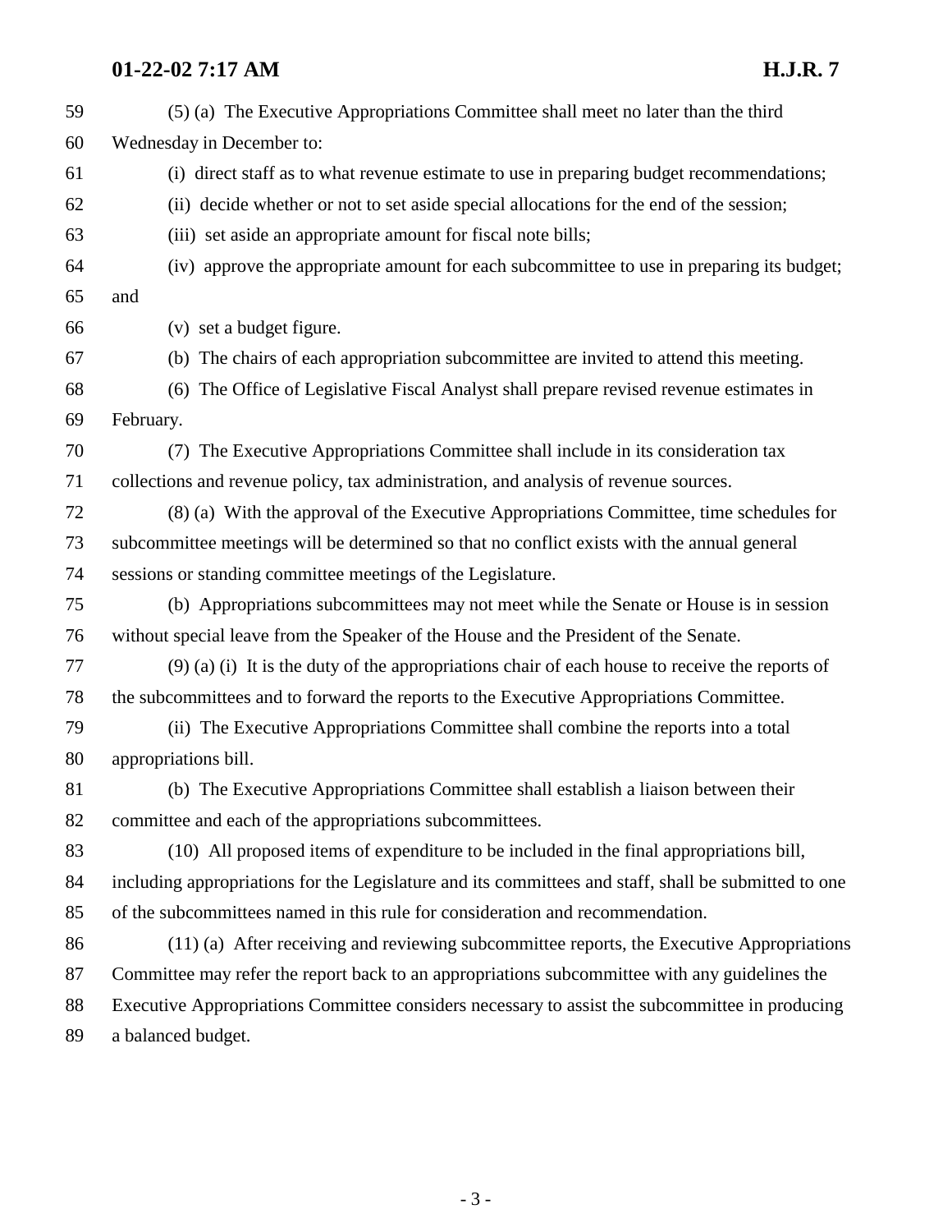(5) (a) The Executive Appropriations Committee shall meet no later than the third Wednesday in December to:

(i) direct staff as to what revenue estimate to use in preparing budget recommendations;

(ii) decide whether or not to set aside special allocations for the end of the session;

(iii) set aside an appropriate amount for fiscal note bills;

(iv) approve the appropriate amount for each subcommittee to use in preparing its budget; and

(v) set a budget figure.

(b) The chairs of each appropriation subcommittee are invited to attend this meeting.

(6) The Office of Legislative Fiscal Analyst shall prepare revised revenue estimates in February.

(7) The Executive Appropriations Committee shall include in its consideration tax collections and revenue policy, tax administration, and analysis of revenue sources.

(8) (a) With the approval of the Executive Appropriations Committee, time schedules for subcommittee meetings will be determined so that no conflict exists with the annual general sessions or standing committee meetings of the Legislature.

(b) Appropriations subcommittees may not meet while the Senate or House is in session without special leave from the Speaker of the House and the President of the Senate.

(9) (a) (i) It is the duty of the appropriations chair of each house to receive the reports of the subcommittees and to forward the reports to the Executive Appropriations Committee.

(ii) The Executive Appropriations Committee shall combine the reports into a total appropriations bill.

(b) The Executive Appropriations Committee shall establish a liaison between their committee and each of the appropriations subcommittees.

(10) All proposed items of expenditure to be included in the final appropriations bill, including appropriations for the Legislature and its committees and staff, shall be submitted to one of the subcommittees named in this rule for consideration and recommendation.

(11) (a) After receiving and reviewing subcommittee reports, the Executive Appropriations Committee may refer the report back to an appropriations subcommittee with any guidelines the Executive Appropriations Committee considers necessary to assist the subcommittee in producing a balanced budget.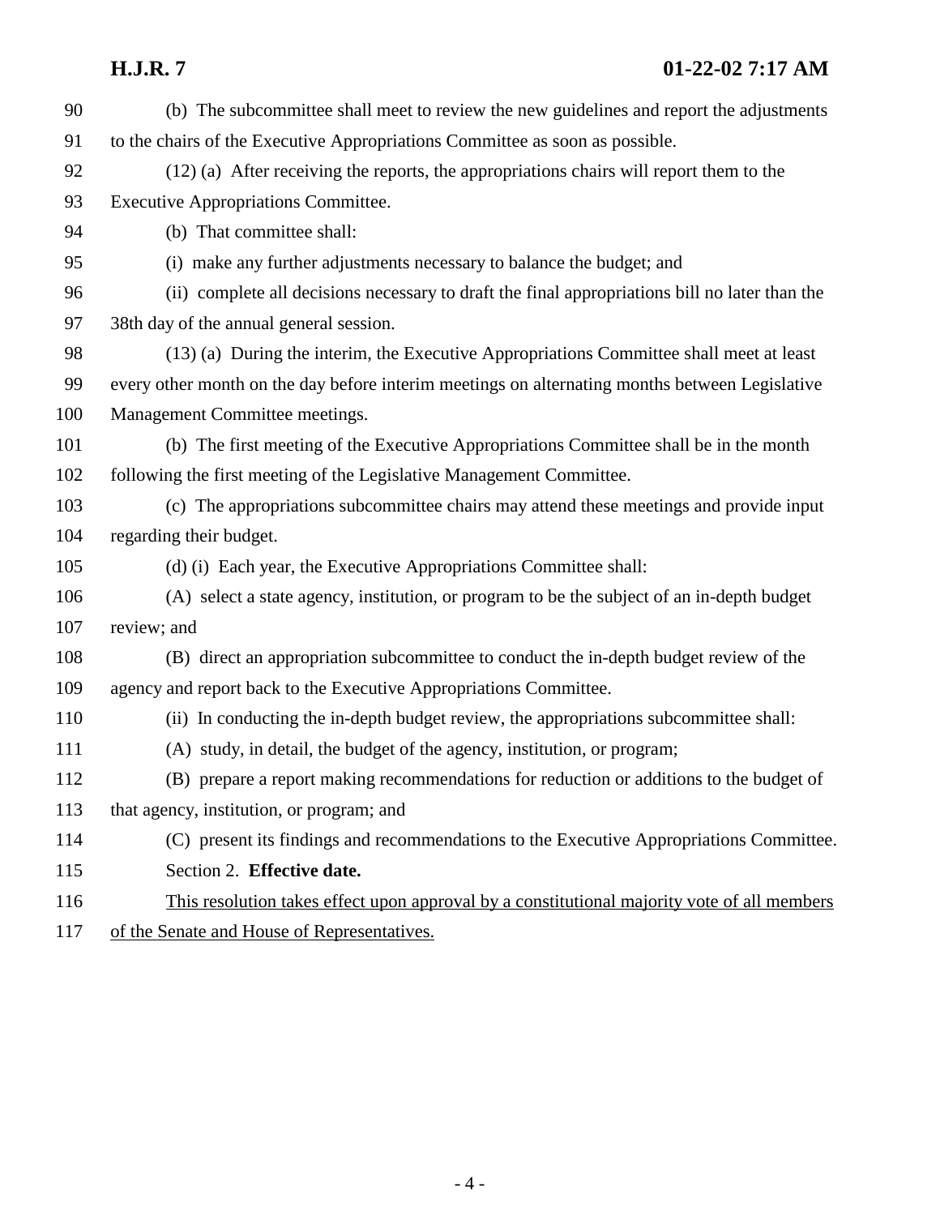(b) The subcommittee shall meet to review the new guidelines and report the adjustments to the chairs of the Executive Appropriations Committee as soon as possible.

(12) (a) After receiving the reports, the appropriations chairs will report them to the Executive Appropriations Committee.

(b) That committee shall:

(i) make any further adjustments necessary to balance the budget; and

(ii) complete all decisions necessary to draft the final appropriations bill no later than the 38th day of the annual general session.

(13) (a) During the interim, the Executive Appropriations Committee shall meet at least every other month on the day before interim meetings on alternating months between Legislative Management Committee meetings.

(b) The first meeting of the Executive Appropriations Committee shall be in the month following the first meeting of the Legislative Management Committee.

(c) The appropriations subcommittee chairs may attend these meetings and provide input regarding their budget.

(d) (i) Each year, the Executive Appropriations Committee shall:

(A) select a state agency, institution, or program to be the subject of an in-depth budget review; and

(B) direct an appropriation subcommittee to conduct the in-depth budget review of the agency and report back to the Executive Appropriations Committee.

(ii) In conducting the in-depth budget review, the appropriations subcommittee shall:

(A) study, in detail, the budget of the agency, institution, or program;

(B) prepare a report making recommendations for reduction or additions to the budget of that agency, institution, or program; and

(C) present its findings and recommendations to the Executive Appropriations Committee.

Section 2. **Effective date.**

<u>This resolution takes effect upon approval by a constitutional majority vote of all members of the Senate and House of Representatives.</u>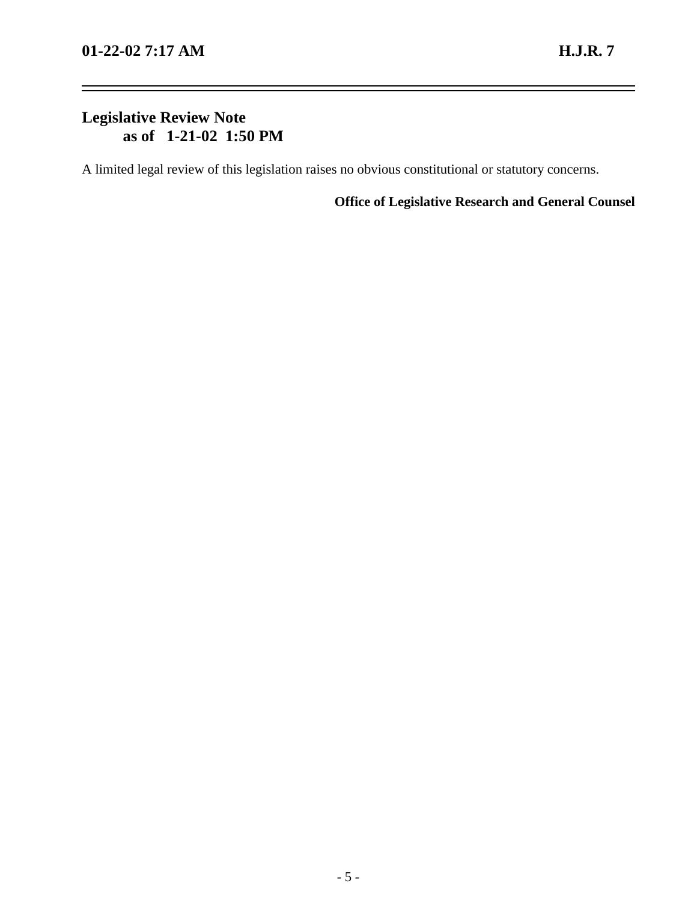**Legislative Review Note**
**as of 1-21-02 1:50 PM**

A limited legal review of this legislation raises no obvious constitutional or statutory concerns.

**Office of Legislative Research and General Counsel**